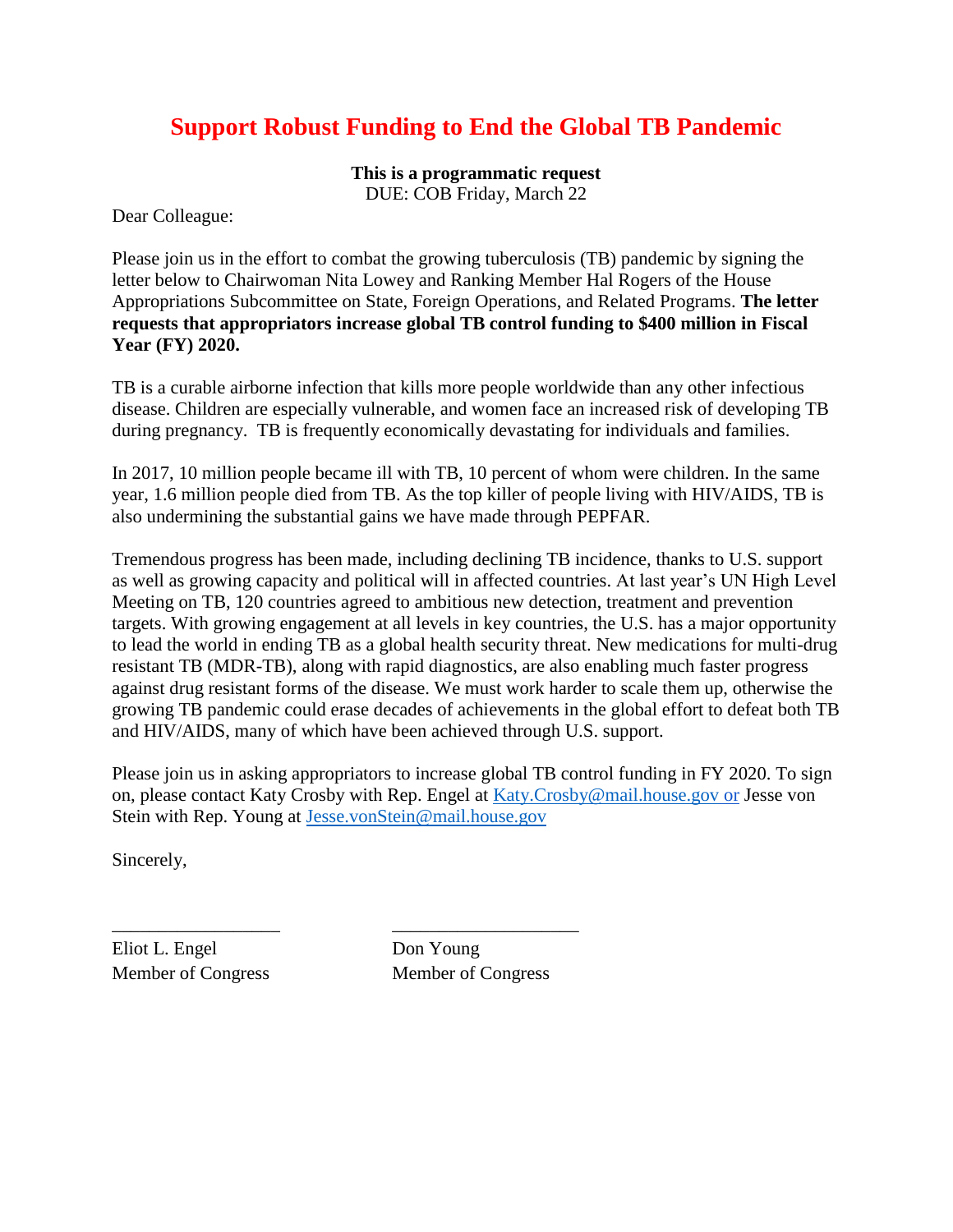# Support Robust Funding to End the Global TB Pandemic

**This is a programmatic request**
DUE: COB Friday, March 22

Dear Colleague:

Please join us in the effort to combat the growing tuberculosis (TB) pandemic by signing the letter below to Chairwoman Nita Lowey and Ranking Member Hal Rogers of the House Appropriations Subcommittee on State, Foreign Operations, and Related Programs. **The letter requests that appropriators increase global TB control funding to $400 million in Fiscal Year (FY) 2020.**

TB is a curable airborne infection that kills more people worldwide than any other infectious disease. Children are especially vulnerable, and women face an increased risk of developing TB during pregnancy. TB is frequently economically devastating for individuals and families.

In 2017, 10 million people became ill with TB, 10 percent of whom were children. In the same year, 1.6 million people died from TB. As the top killer of people living with HIV/AIDS, TB is also undermining the substantial gains we have made through PEPFAR.

Tremendous progress has been made, including declining TB incidence, thanks to U.S. support as well as growing capacity and political will in affected countries. At last year's UN High Level Meeting on TB, 120 countries agreed to ambitious new detection, treatment and prevention targets. With growing engagement at all levels in key countries, the U.S. has a major opportunity to lead the world in ending TB as a global health security threat. New medications for multi-drug resistant TB (MDR-TB), along with rapid diagnostics, are also enabling much faster progress against drug resistant forms of the disease. We must work harder to scale them up, otherwise the growing TB pandemic could erase decades of achievements in the global effort to defeat both TB and HIV/AIDS, many of which have been achieved through U.S. support.

Please join us in asking appropriators to increase global TB control funding in FY 2020. To sign on, please contact Katy Crosby with Rep. Engel at Katy.Crosby@mail.house.gov or Jesse von Stein with Rep. Young at Jesse.vonStein@mail.house.gov

Sincerely,

\_\_\_\_\_\_\_\_\_\_\_\_\_\_\_\_\_\_
Eliot L. Engel
Member of Congress

\_\_\_\_\_\_\_\_\_\_\_\_\_\_\_\_\_\_
Don Young
Member of Congress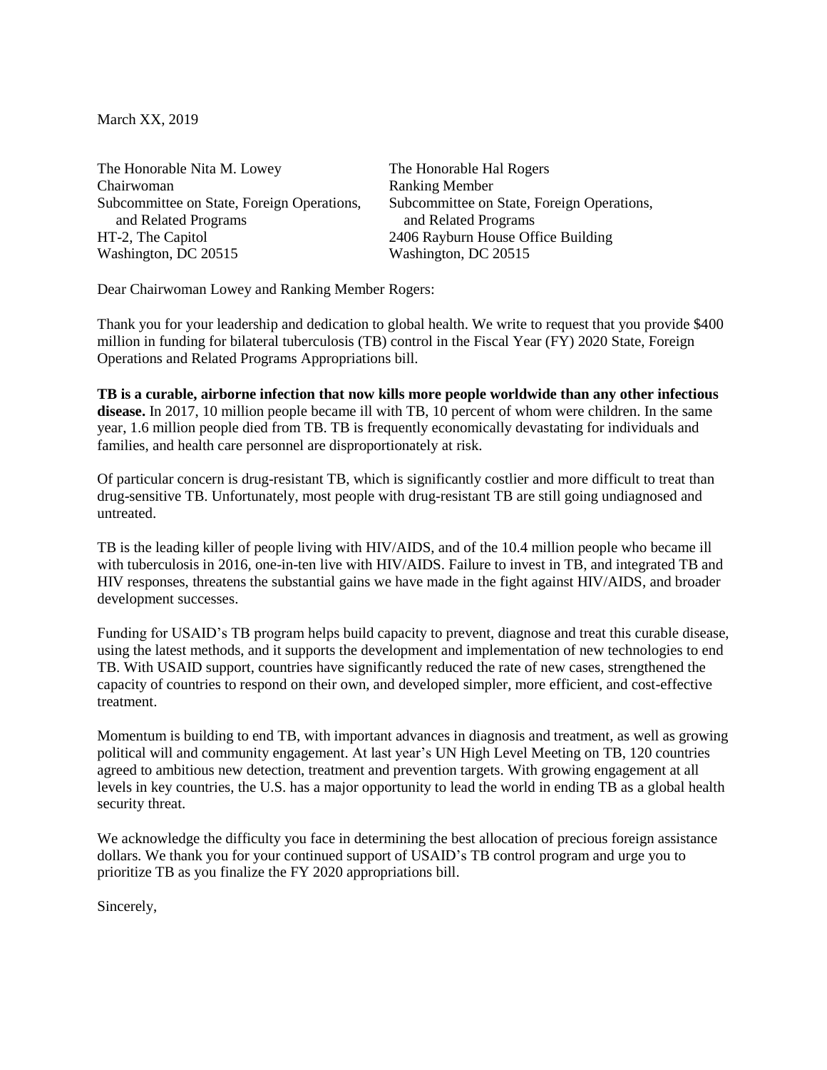March XX, 2019

The Honorable Nita M. Lowey
Chairwoman
Subcommittee on State, Foreign Operations, and Related Programs
HT-2, The Capitol
Washington, DC 20515

The Honorable Hal Rogers
Ranking Member
Subcommittee on State, Foreign Operations, and Related Programs
2406 Rayburn House Office Building
Washington, DC 20515

Dear Chairwoman Lowey and Ranking Member Rogers:

Thank you for your leadership and dedication to global health. We write to request that you provide $400 million in funding for bilateral tuberculosis (TB) control in the Fiscal Year (FY) 2020 State, Foreign Operations and Related Programs Appropriations bill.

**TB is a curable, airborne infection that now kills more people worldwide than any other infectious disease.** In 2017, 10 million people became ill with TB, 10 percent of whom were children. In the same year, 1.6 million people died from TB. TB is frequently economically devastating for individuals and families, and health care personnel are disproportionately at risk.

Of particular concern is drug-resistant TB, which is significantly costlier and more difficult to treat than drug-sensitive TB. Unfortunately, most people with drug-resistant TB are still going undiagnosed and untreated.

TB is the leading killer of people living with HIV/AIDS, and of the 10.4 million people who became ill with tuberculosis in 2016, one-in-ten live with HIV/AIDS. Failure to invest in TB, and integrated TB and HIV responses, threatens the substantial gains we have made in the fight against HIV/AIDS, and broader development successes.

Funding for USAID's TB program helps build capacity to prevent, diagnose and treat this curable disease, using the latest methods, and it supports the development and implementation of new technologies to end TB. With USAID support, countries have significantly reduced the rate of new cases, strengthened the capacity of countries to respond on their own, and developed simpler, more efficient, and cost-effective treatment.

Momentum is building to end TB, with important advances in diagnosis and treatment, as well as growing political will and community engagement. At last year's UN High Level Meeting on TB, 120 countries agreed to ambitious new detection, treatment and prevention targets. With growing engagement at all levels in key countries, the U.S. has a major opportunity to lead the world in ending TB as a global health security threat.

We acknowledge the difficulty you face in determining the best allocation of precious foreign assistance dollars. We thank you for your continued support of USAID's TB control program and urge you to prioritize TB as you finalize the FY 2020 appropriations bill.

Sincerely,